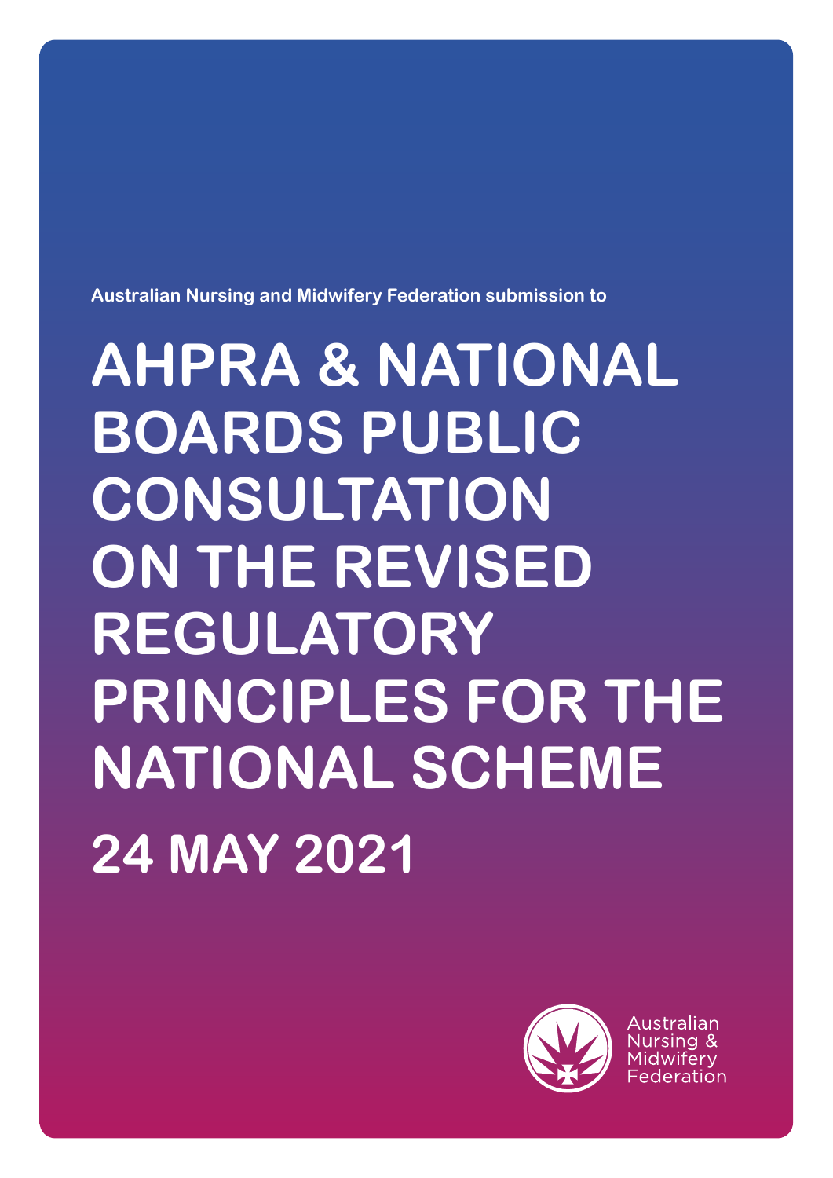Australian Nursing and Midwifery Federation submission to

# AHPRA & NATIONAL BOARDS PUBLIC CONSULTATION ON THE REVISED REGULATORY PRINCIPLES FOR THE NATIONAL SCHEME

## 24 MAY 2021

Australian Nursing & Midwifery Federation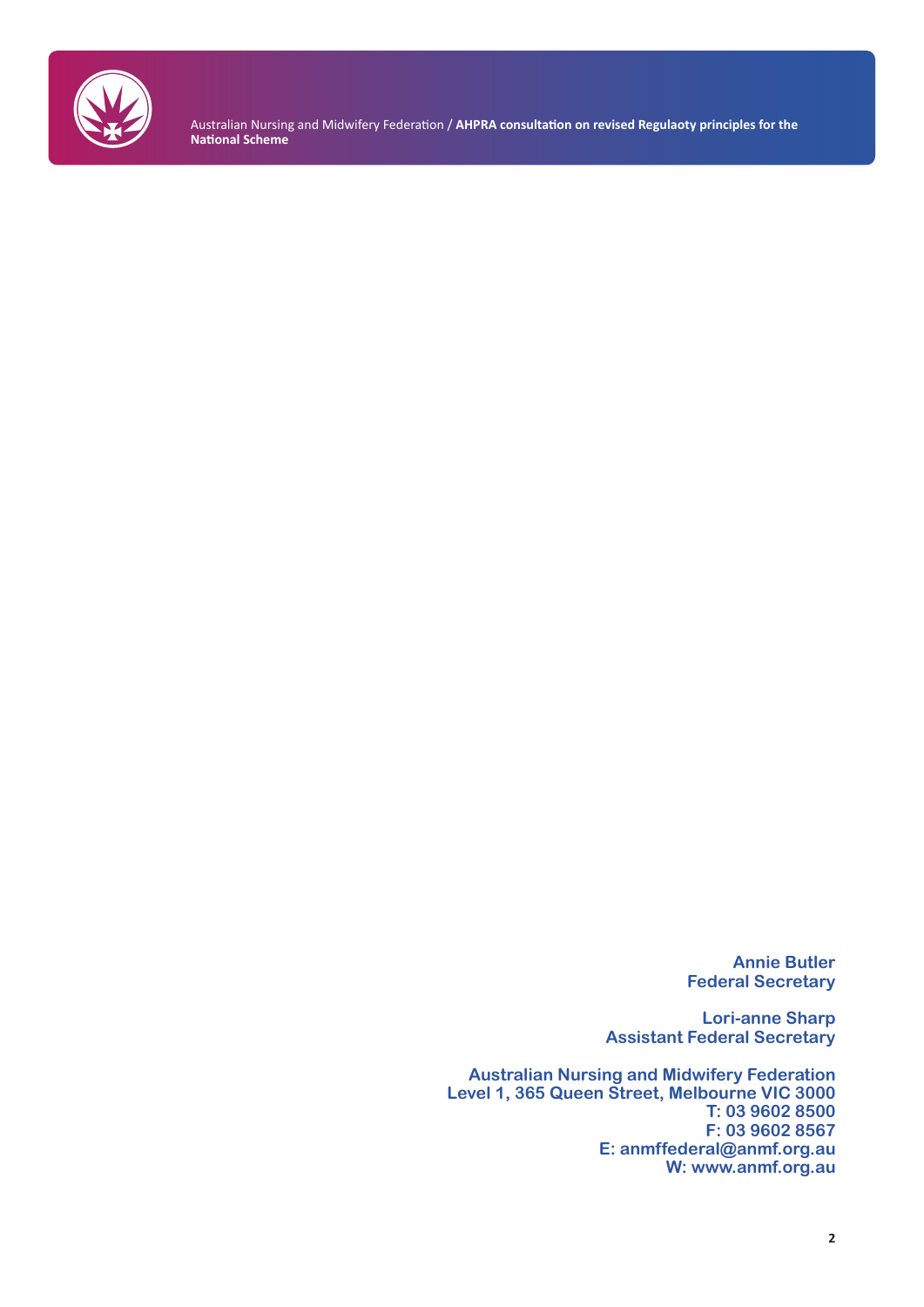**Annie Butler**
**Federal Secretary**

**Lori-anne Sharp**
**Assistant Federal Secretary**

**Australian Nursing and Midwifery Federation**
**Level 1, 365 Queen Street, Melbourne VIC 3000**
**T: 03 9602 8500**
**F: 03 9602 8567**
**E: anmffederal@anmf.org.au**
**W: www.anmf.org.au**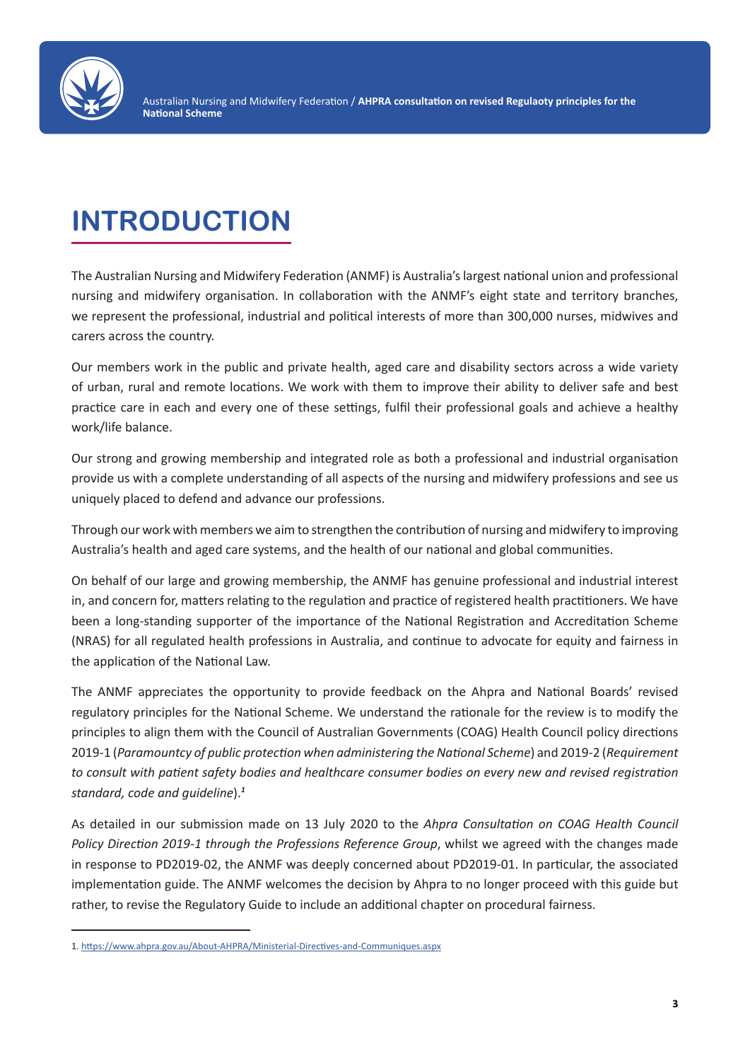# INTRODUCTION

The Australian Nursing and Midwifery Federation (ANMF) is Australia's largest national union and professional nursing and midwifery organisation. In collaboration with the ANMF's eight state and territory branches, we represent the professional, industrial and political interests of more than 300,000 nurses, midwives and carers across the country.

Our members work in the public and private health, aged care and disability sectors across a wide variety of urban, rural and remote locations. We work with them to improve their ability to deliver safe and best practice care in each and every one of these settings, fulfil their professional goals and achieve a healthy work/life balance.

Our strong and growing membership and integrated role as both a professional and industrial organisation provide us with a complete understanding of all aspects of the nursing and midwifery professions and see us uniquely placed to defend and advance our professions.

Through our work with members we aim to strengthen the contribution of nursing and midwifery to improving Australia's health and aged care systems, and the health of our national and global communities.

On behalf of our large and growing membership, the ANMF has genuine professional and industrial interest in, and concern for, matters relating to the regulation and practice of registered health practitioners. We have been a long-standing supporter of the importance of the National Registration and Accreditation Scheme (NRAS) for all regulated health professions in Australia, and continue to advocate for equity and fairness in the application of the National Law.

The ANMF appreciates the opportunity to provide feedback on the Ahpra and National Boards' revised regulatory principles for the National Scheme. We understand the rationale for the review is to modify the principles to align them with the Council of Australian Governments (COAG) Health Council policy directions 2019-1 (*Paramountcy of public protection when administering the National Scheme*) and 2019-2 (*Requirement to consult with patient safety bodies and healthcare consumer bodies on every new and revised registration standard, code and guideline*).[1]

As detailed in our submission made on 13 July 2020 to the *Ahpra Consultation on COAG Health Council Policy Direction 2019-1 through the Professions Reference Group*, whilst we agreed with the changes made in response to PD2019-02, the ANMF was deeply concerned about PD2019-01. In particular, the associated implementation guide. The ANMF welcomes the decision by Ahpra to no longer proceed with this guide but rather, to revise the Regulatory Guide to include an additional chapter on procedural fairness.

---

1. https://www.ahpra.gov.au/About-AHPRA/Ministerial-Directives-and-Communiques.aspx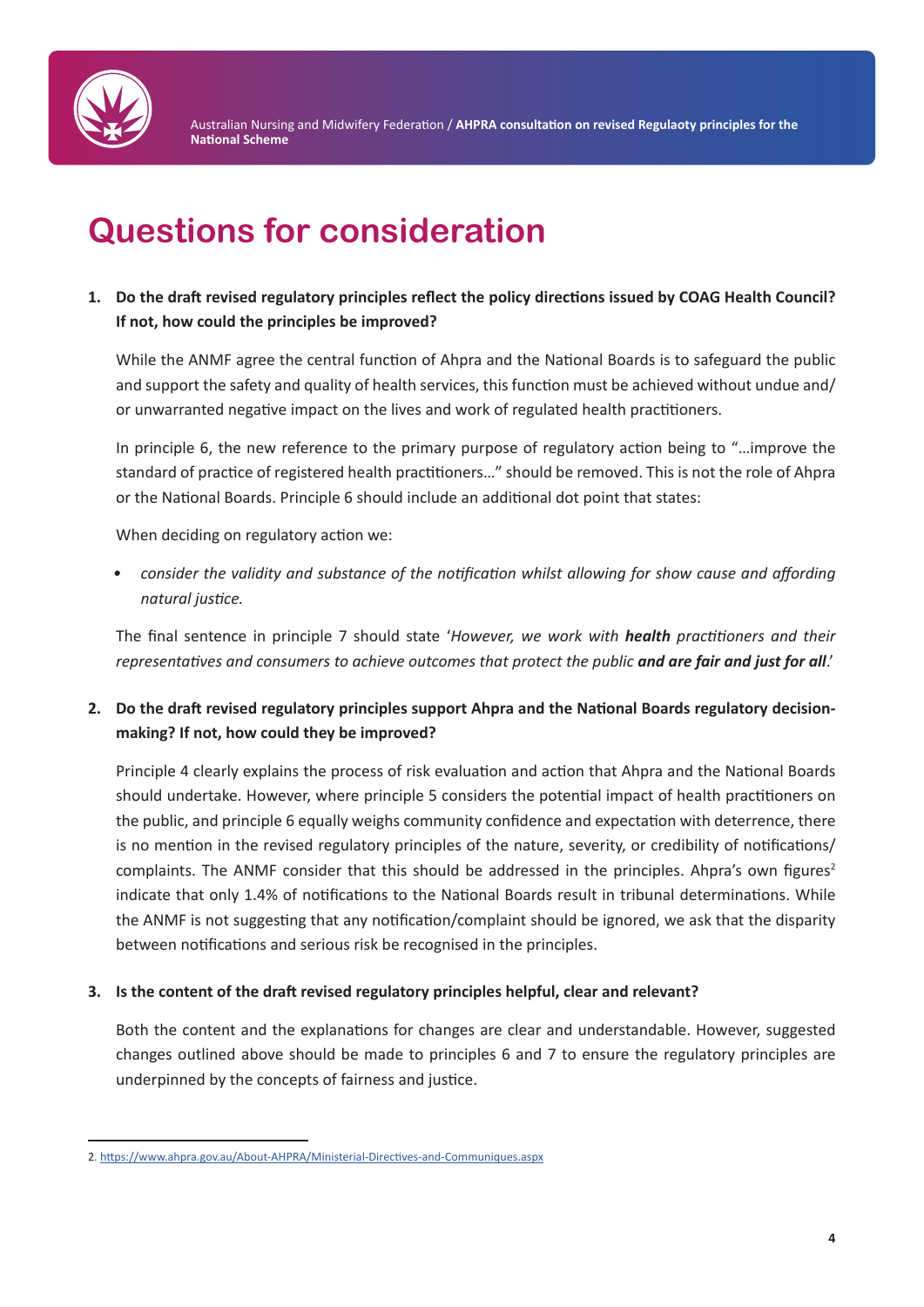# Questions for consideration

1. **Do the draft revised regulatory principles reflect the policy directions issued by COAG Health Council? If not, how could the principles be improved?**

   While the ANMF agree the central function of Ahpra and the National Boards is to safeguard the public and support the safety and quality of health services, this function must be achieved without undue and/or unwarranted negative impact on the lives and work of regulated health practitioners.

   In principle 6, the new reference to the primary purpose of regulatory action being to "…improve the standard of practice of registered health practitioners…" should be removed. This is not the role of Ahpra or the National Boards. Principle 6 should include an additional dot point that states:

   When deciding on regulatory action we:

   - *consider the validity and substance of the notification whilst allowing for show cause and affording natural justice.*

   The final sentence in principle 7 should state '*However, we work with **health** practitioners and their representatives and consumers to achieve outcomes that protect the public **and are fair and just for all**.*'

2. **Do the draft revised regulatory principles support Ahpra and the National Boards regulatory decision-making? If not, how could they be improved?**

   Principle 4 clearly explains the process of risk evaluation and action that Ahpra and the National Boards should undertake. However, where principle 5 considers the potential impact of health practitioners on the public, and principle 6 equally weighs community confidence and expectation with deterrence, there is no mention in the revised regulatory principles of the nature, severity, or credibility of notifications/complaints. The ANMF consider that this should be addressed in the principles. Ahpra's own figures[2] indicate that only 1.4% of notifications to the National Boards result in tribunal determinations. While the ANMF is not suggesting that any notification/complaint should be ignored, we ask that the disparity between notifications and serious risk be recognised in the principles.

3. **Is the content of the draft revised regulatory principles helpful, clear and relevant?**

   Both the content and the explanations for changes are clear and understandable. However, suggested changes outlined above should be made to principles 6 and 7 to ensure the regulatory principles are underpinned by the concepts of fairness and justice.

---

2. https://www.ahpra.gov.au/About-AHPRA/Ministerial-Directives-and-Communiques.aspx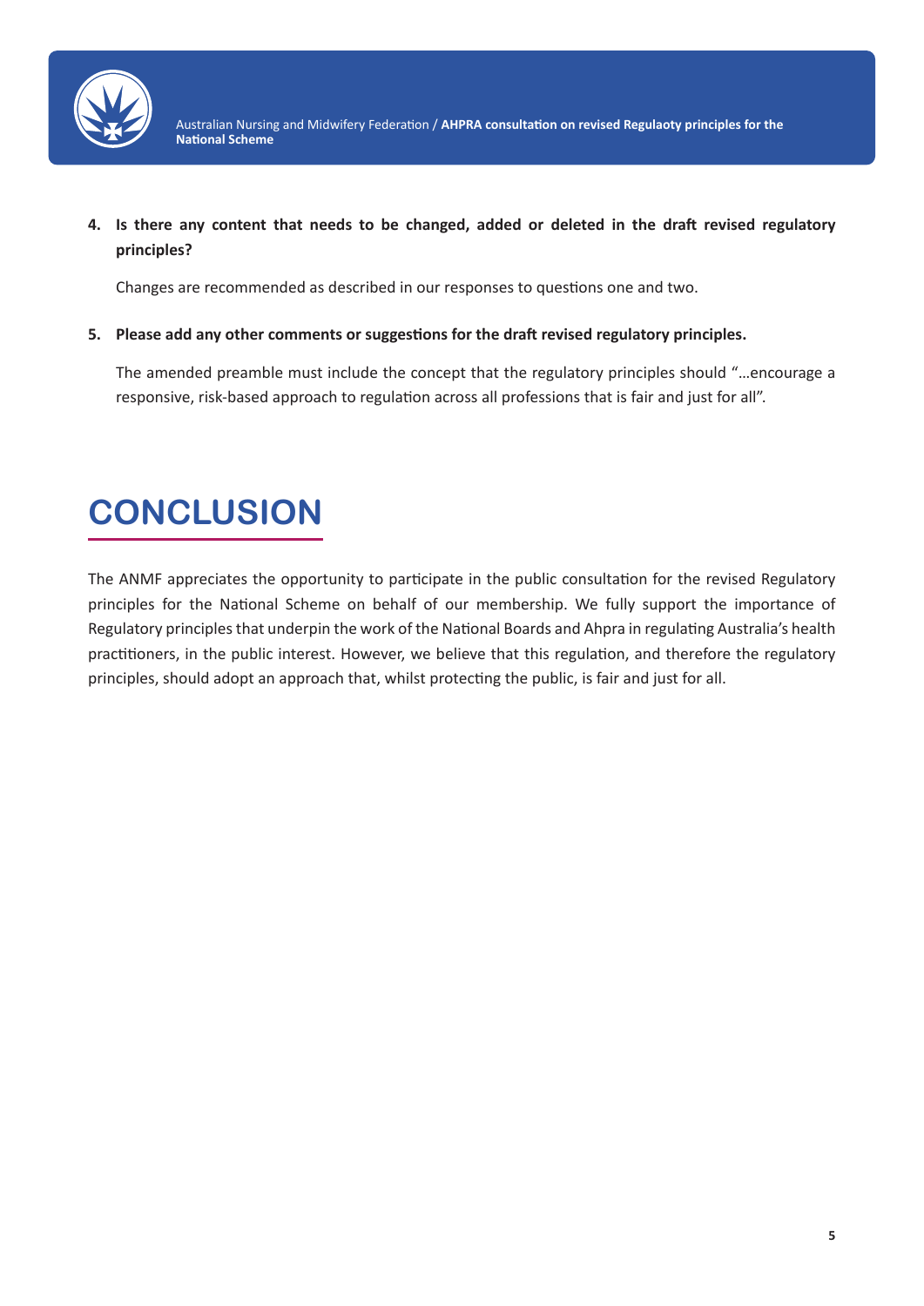4. **Is there any content that needs to be changed, added or deleted in the draft revised regulatory principles?**

   Changes are recommended as described in our responses to questions one and two.

5. **Please add any other comments or suggestions for the draft revised regulatory principles.**

   The amended preamble must include the concept that the regulatory principles should "…encourage a responsive, risk-based approach to regulation across all professions that is fair and just for all".

# CONCLUSION

The ANMF appreciates the opportunity to participate in the public consultation for the revised Regulatory principles for the National Scheme on behalf of our membership. We fully support the importance of Regulatory principles that underpin the work of the National Boards and Ahpra in regulating Australia's health practitioners, in the public interest. However, we believe that this regulation, and therefore the regulatory principles, should adopt an approach that, whilst protecting the public, is fair and just for all.